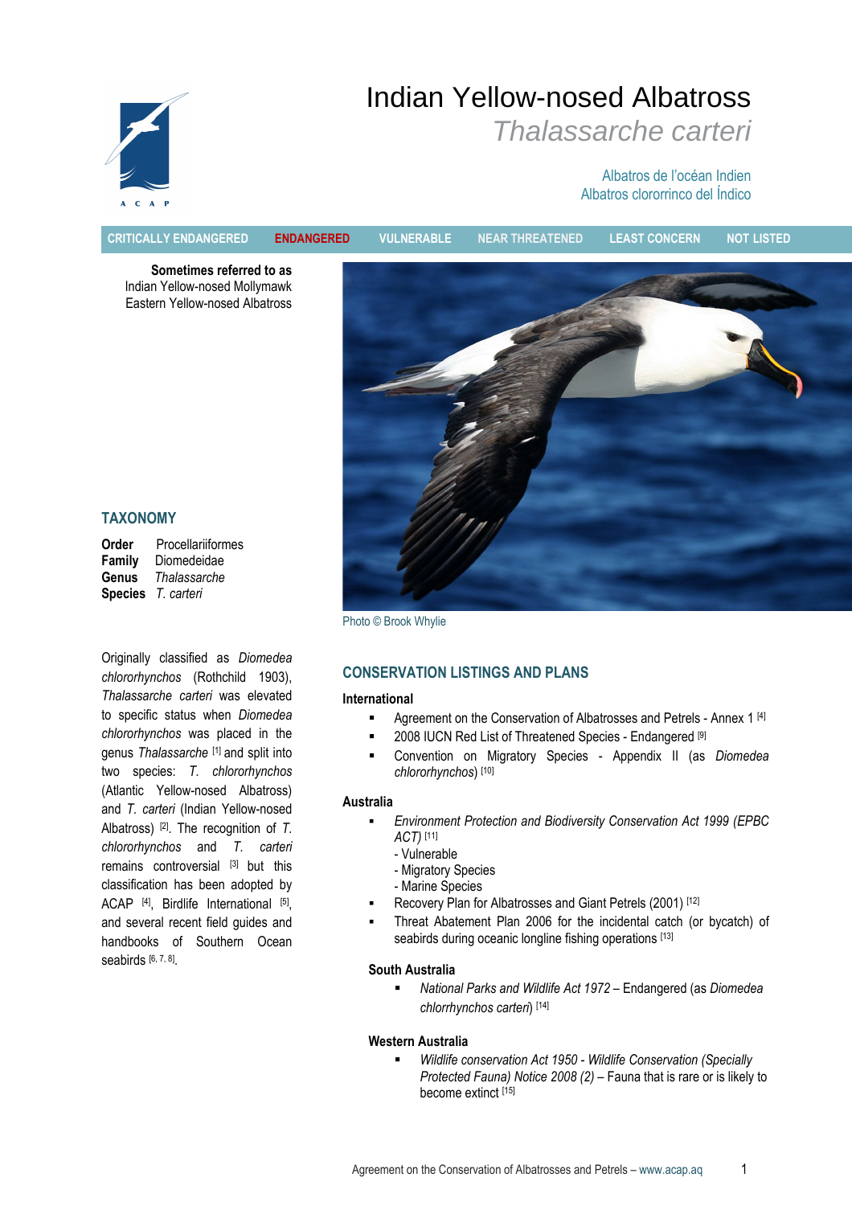# Indian Yellow-nosed Albatross

## *Thalassarche carteri*

Albatros de l'océan Indien
Albatros clororrinco del Índico

CRITICALLY ENDANGERED | **ENDANGERED** | VULNERABLE | NEAR THREATENED | LEAST CONCERN | NOT LISTED

**Sometimes referred to as**
Indian Yellow-nosed Mollymawk
Eastern Yellow-nosed Albatross

Photo © Brook Whylie

## TAXONOMY

**Order** Procellariiformes
**Family** Diomedeidae
**Genus** *Thalassarche*
**Species** *T. carteri*

Originally classified as *Diomedea chlororhynchos* (Rothchild 1903), *Thalassarche carteri* was elevated to specific status when *Diomedea chlororhynchos* was placed in the genus *Thalassarche* [1] and split into two species: *T. chlororhynchos* (Atlantic Yellow-nosed Albatross) and *T. carteri* (Indian Yellow-nosed Albatross) [2]. The recognition of *T. chlororhynchos* and *T. carteri* remains controversial [3] but this classification has been adopted by ACAP [4], Birdlife International [5], and several recent field guides and handbooks of Southern Ocean seabirds [6, 7, 8].

## CONSERVATION LISTINGS AND PLANS

### International

- Agreement on the Conservation of Albatrosses and Petrels - Annex 1 [4]
- 2008 IUCN Red List of Threatened Species - Endangered [9]
- Convention on Migratory Species - Appendix II (as *Diomedea chlororhynchos*) [10]

### Australia

- *Environment Protection and Biodiversity Conservation Act 1999 (EPBC ACT)* [11]
  - Vulnerable
  - Migratory Species
  - Marine Species
- Recovery Plan for Albatrosses and Giant Petrels (2001) [12]
- Threat Abatement Plan 2006 for the incidental catch (or bycatch) of seabirds during oceanic longline fishing operations [13]

#### South Australia

- *National Parks and Wildlife Act 1972* – Endangered (as *Diomedea chlorrhynchos carteri*) [14]

#### Western Australia

- *Wildlife conservation Act 1950 - Wildlife Conservation (Specially Protected Fauna) Notice 2008 (2)* – Fauna that is rare or is likely to become extinct [15]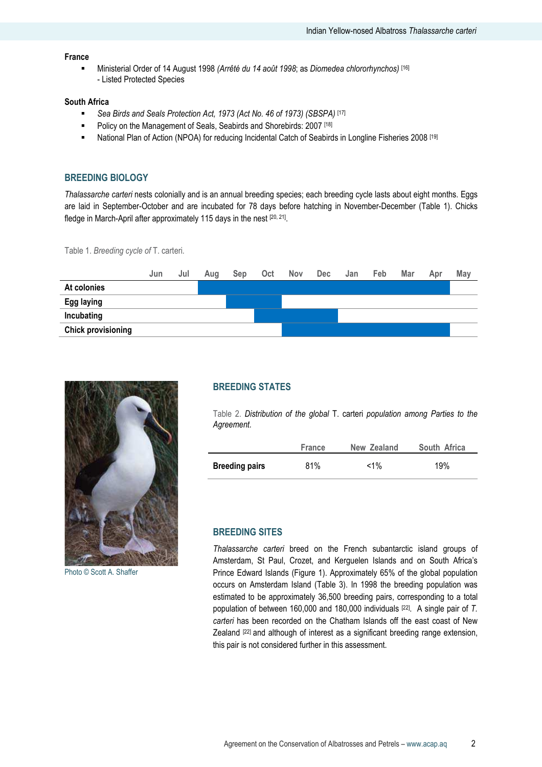**France**

- Ministerial Order of 14 August 1998 *(Arrêté du 14 août 1998*; as *Diomedea chlororhynchos)* [16]
  - Listed Protected Species

**South Africa**

- *Sea Birds and Seals Protection Act, 1973 (Act No. 46 of 1973) (SBSPA)* [17]
- Policy on the Management of Seals, Seabirds and Shorebirds: 2007 [18]
- National Plan of Action (NPOA) for reducing Incidental Catch of Seabirds in Longline Fisheries 2008 [19]

## BREEDING BIOLOGY

*Thalassarche carteri* nests colonially and is an annual breeding species; each breeding cycle lasts about eight months. Eggs are laid in September-October and are incubated for 78 days before hatching in November-December (Table 1). Chicks fledge in March-April after approximately 115 days in the nest [20, 21].

Table 1. *Breeding cycle of* T. carteri.

| | Jun | Jul | Aug | Sep | Oct | Nov | Dec | Jan | Feb | Mar | Apr | May |
|---|---|---|---|---|---|---|---|---|---|---|---|---|
| **At colonies** | | | ■ | ■ | ■ | ■ | ■ | ■ | ■ | ■ | ■ | |
| **Egg laying** | | | | ■ | ■ | | | | | | | |
| **Incubating** | | | | | ■ | ■ | ■ | | | | | |
| **Chick provisioning** | | | | | | ■ | ■ | ■ | ■ | ■ | ■ | |

Photo © Scott A. Shaffer

## BREEDING STATES

Table 2. *Distribution of the global* T. carteri *population among Parties to the Agreement.*

| | France | New Zealand | South Africa |
|---|---|---|---|
| **Breeding pairs** | 81% | <1% | 19% |

## BREEDING SITES

*Thalassarche carteri* breed on the French subantarctic island groups of Amsterdam, St Paul, Crozet, and Kerguelen Islands and on South Africa's Prince Edward Islands (Figure 1). Approximately 65% of the global population occurs on Amsterdam Island (Table 3). In 1998 the breeding population was estimated to be approximately 36,500 breeding pairs, corresponding to a total population of between 160,000 and 180,000 individuals [22]. A single pair of *T. carteri* has been recorded on the Chatham Islands off the east coast of New Zealand [22] and although of interest as a significant breeding range extension, this pair is not considered further in this assessment.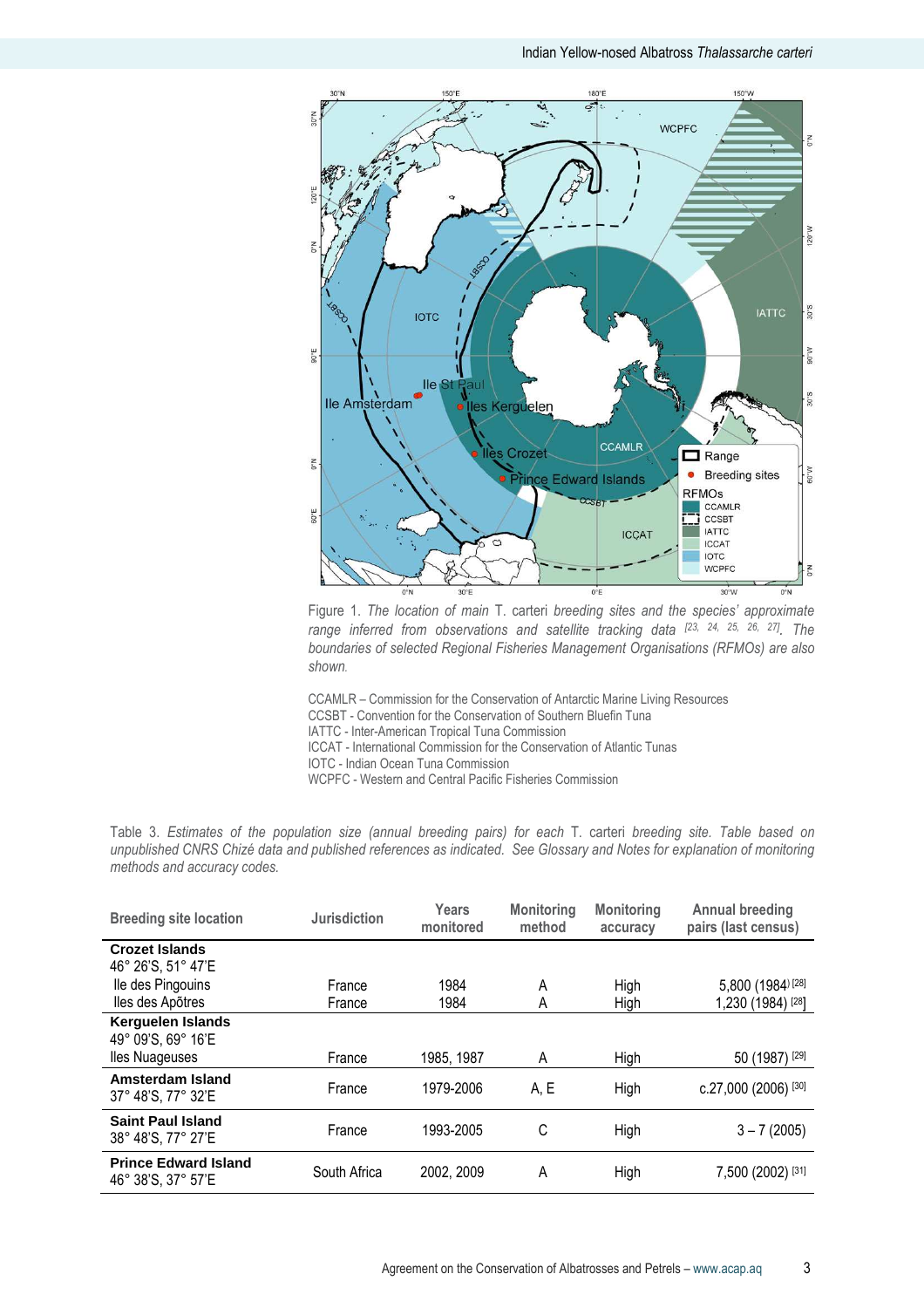Figure 1. *The location of main* T. carteri *breeding sites and the species' approximate range inferred from observations and satellite tracking data* [23, 24, 25, 26, 27]*. The boundaries of selected Regional Fisheries Management Organisations (RFMOs) are also shown.*

CCAMLR – Commission for the Conservation of Antarctic Marine Living Resources
CCSBT - Convention for the Conservation of Southern Bluefin Tuna
IATTC - Inter-American Tropical Tuna Commission
ICCAT - International Commission for the Conservation of Atlantic Tunas
IOTC - Indian Ocean Tuna Commission
WCPFC - Western and Central Pacific Fisheries Commission

Table 3. *Estimates of the population size (annual breeding pairs) for each* T. carteri *breeding site. Table based on unpublished CNRS Chizé data and published references as indicated. See Glossary and Notes for explanation of monitoring methods and accuracy codes.*

| Breeding site location | Jurisdiction | Years monitored | Monitoring method | Monitoring accuracy | Annual breeding pairs (last census) |
|---|---|---|---|---|---|
| **Crozet Islands** 46° 26'S, 51° 47'E | | | | | |
| Ile des Pingouins | France | 1984 | A | High | 5,800 (1984) [28] |
| Iles des Apôtres | France | 1984 | A | High | 1,230 (1984) [28] |
| **Kerguelen Islands** 49° 09'S, 69° 16'E | | | | | |
| Iles Nuageuses | France | 1985, 1987 | A | High | 50 (1987) [29] |
| **Amsterdam Island** 37° 48'S, 77° 32'E | France | 1979-2006 | A, E | High | c.27,000 (2006) [30] |
| **Saint Paul Island** 38° 48'S, 77° 27'E | France | 1993-2005 | C | High | 3 – 7 (2005) |
| **Prince Edward Island** 46° 38'S, 37° 57'E | South Africa | 2002, 2009 | A | High | 7,500 (2002) [31] |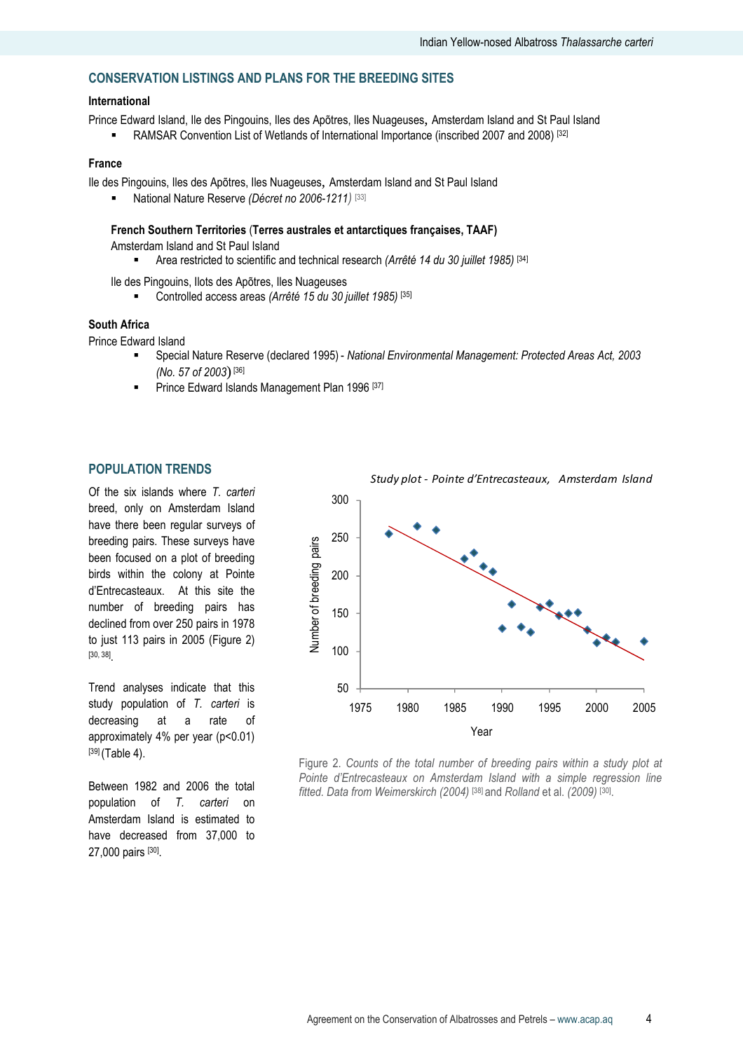## CONSERVATION LISTINGS AND PLANS FOR THE BREEDING SITES

### International

Prince Edward Island, Ile des Pingouins, Iles des Apõtres, Iles Nuageuses, Amsterdam Island and St Paul Island

- RAMSAR Convention List of Wetlands of International Importance (inscribed 2007 and 2008) [32]

### France

Ile des Pingouins, Iles des Apõtres, Iles Nuageuses, Amsterdam Island and St Paul Island

- National Nature Reserve *(Décret no 2006-1211)* [33]

**French Southern Territories (Terres australes et antarctiques françaises, TAAF)**

Amsterdam Island and St Paul Island

- Area restricted to scientific and technical research *(Arrêté 14 du 30 juillet 1985)* [34]

Ile des Pingouins, Ilots des Apõtres, Iles Nuageuses

- Controlled access areas *(Arrêté 15 du 30 juillet 1985)* [35]

### South Africa

Prince Edward Island

- Special Nature Reserve (declared 1995) - *National Environmental Management: Protected Areas Act, 2003 (No. 57 of 2003)* [36]
- Prince Edward Islands Management Plan 1996 [37]

## POPULATION TRENDS

Of the six islands where *T. carteri* breed, only on Amsterdam Island have there been regular surveys of breeding pairs. These surveys have been focused on a plot of breeding birds within the colony at Pointe d'Entrecasteaux. At this site the number of breeding pairs has declined from over 250 pairs in 1978 to just 113 pairs in 2005 (Figure 2) [30, 38].

Trend analyses indicate that this study population of *T. carteri* is decreasing at a rate of approximately 4% per year ($p<0.01$) [39] (Table 4).

Between 1982 and 2006 the total population of *T. carteri* on Amsterdam Island is estimated to have decreased from 37,000 to 27,000 pairs [30].

Figure 2. *Counts of the total number of breeding pairs within a study plot at Pointe d'Entrecasteaux on Amsterdam Island with a simple regression line fitted. Data from Weimerskirch (2004)* [38] and *Rolland* et al. *(2009)* [30].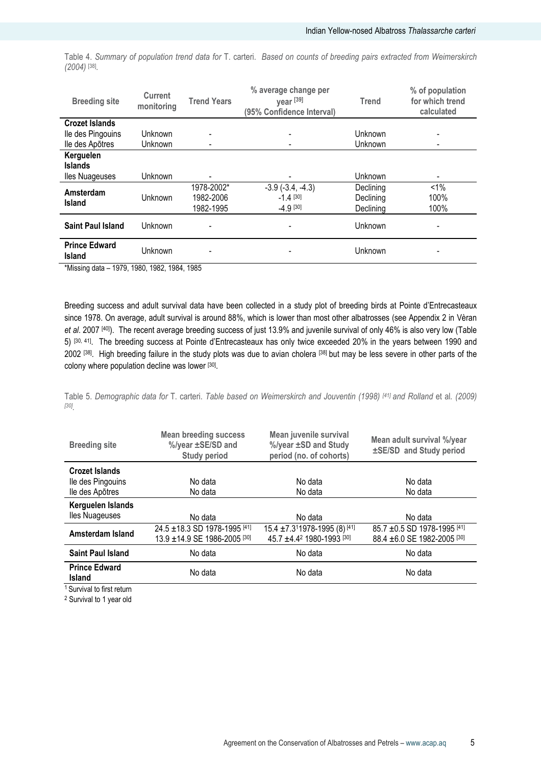Table 4. *Summary of population trend data for* T. carteri. *Based on counts of breeding pairs extracted from Weimerskirch (2004)* [38].

| Breeding site | Current monitoring | Trend Years | % average change per year [39] (95% Confidence Interval) | Trend | % of population for which trend calculated |
|---|---|---|---|---|---|
| **Crozet Islands** | | | | | |
| Ile des Pingouins | Unknown | - | - | Unknown | - |
| Ile des Apôtres | Unknown | - | - | Unknown | - |
| **Kerguelen Islands** | | | | | |
| Iles Nuageuses | Unknown | - | - | Unknown | - |
| **Amsterdam Island** | Unknown | 1978-2002* | -3.9 (-3.4, -4.3) | Declining | <1% |
| | | 1982-2006 | -1.4 [30] | Declining | 100% |
| | | 1982-1995 | -4.9 [30] | Declining | 100% |
| **Saint Paul Island** | Unknown | - | - | Unknown | - |
| **Prince Edward Island** | Unknown | - | - | Unknown | - |

*Missing data – 1979, 1980, 1982, 1984, 1985

Breeding success and adult survival data have been collected in a study plot of breeding birds at Pointe d'Entrecasteaux since 1978. On average, adult survival is around 88%, which is lower than most other albatrosses (see Appendix 2 in Vèran *et al*. 2007 [40]). The recent average breeding success of just 13.9% and juvenile survival of only 46% is also very low (Table 5) [30, 41]. The breeding success at Pointe d'Entrecasteaux has only twice exceeded 20% in the years between 1990 and 2002 [38]. High breeding failure in the study plots was due to avian cholera [38] but may be less severe in other parts of the colony where population decline was lower [30].

Table 5. *Demographic data for* T. carteri. *Table based on Weimerskirch and Jouventin (1998)* [41] *and Rolland* et al. *(2009)* [30].

| Breeding site | Mean breeding success %/year ±SE/SD and Study period | Mean juvenile survival %/year ±SD and Study period (no. of cohorts) | Mean adult survival %/year ±SE/SD and Study period |
|---|---|---|---|
| **Crozet Islands** | | | |
| Ile des Pingouins | No data | No data | No data |
| Ile des Apôtres | No data | No data | No data |
| **Kerguelen Islands** | | | |
| Iles Nuageuses | No data | No data | No data |
| **Amsterdam Island** | 24.5 ±18.3 SD 1978-1995 [41]<br>13.9 ±14.9 SE 1986-2005 [30] | 15.4 ±7.3[1] 1978-1995 (8) [41]<br>45.7 ±4.4[2] 1980-1993 [30] | 85.7 ±0.5 SD 1978-1995 [41]<br>88.4 ±6.0 SE 1982-2005 [30] |
| **Saint Paul Island** | No data | No data | No data |
| **Prince Edward Island** | No data | No data | No data |

[1] Survival to first return

[2] Survival to 1 year old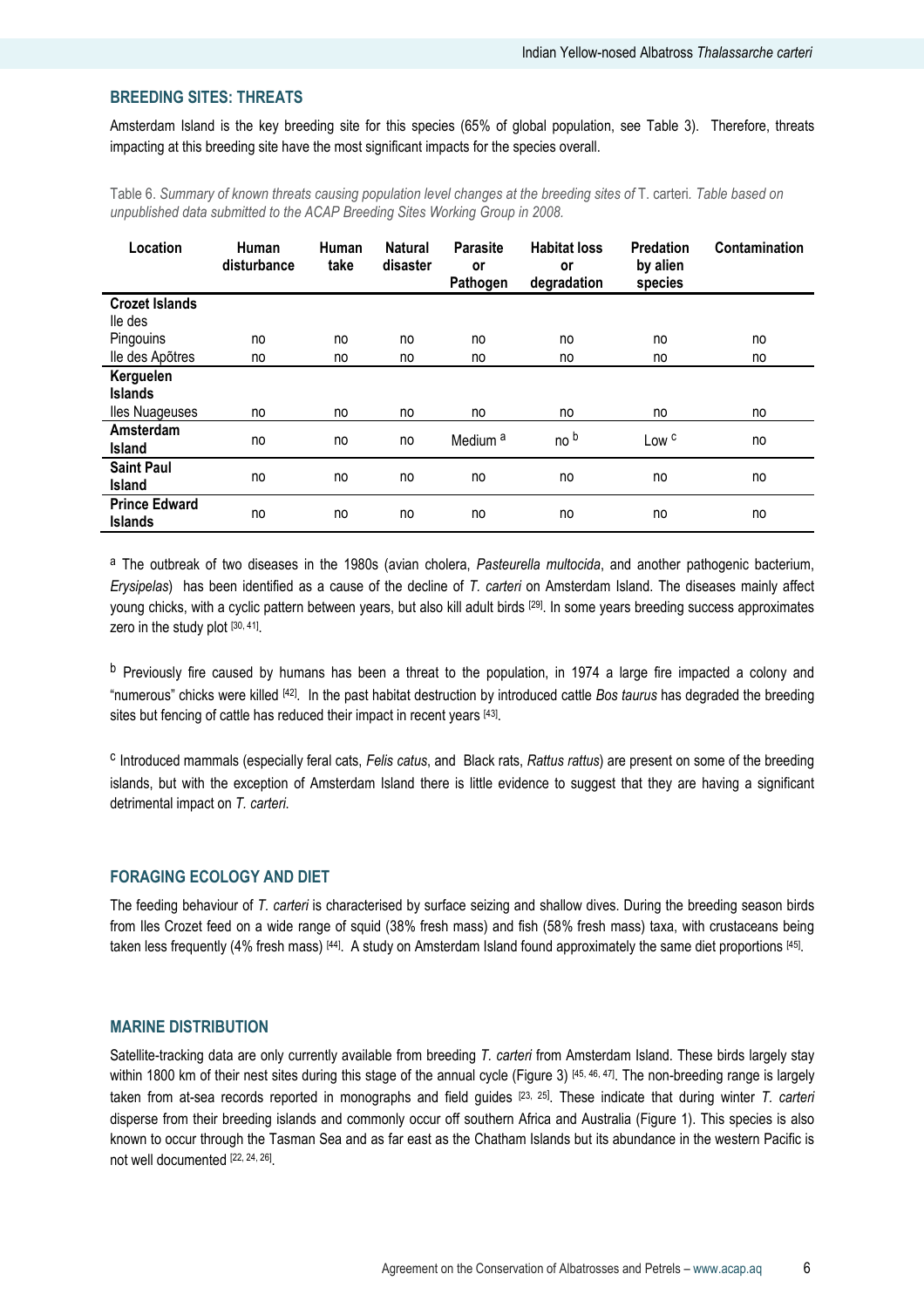## BREEDING SITES: THREATS

Amsterdam Island is the key breeding site for this species (65% of global population, see Table 3). Therefore, threats impacting at this breeding site have the most significant impacts for the species overall.

Table 6. *Summary of known threats causing population level changes at the breeding sites of* T. carteri*. Table based on unpublished data submitted to the ACAP Breeding Sites Working Group in 2008.*

| Location | Human disturbance | Human take | Natural disaster | Parasite or Pathogen | Habitat loss or degradation | Predation by alien species | Contamination |
|---|---|---|---|---|---|---|---|
| **Crozet Islands** | | | | | | | |
| Ile des Pingouins | no | no | no | no | no | no | no |
| Ile des Apôtres | no | no | no | no | no | no | no |
| **Kerguelen Islands** | | | | | | | |
| Iles Nuageuses | no | no | no | no | no | no | no |
| **Amsterdam Island** | no | no | no | Medium [a] | no [b] | Low [c] | no |
| **Saint Paul Island** | no | no | no | no | no | no | no |
| **Prince Edward Islands** | no | no | no | no | no | no | no |

[a] The outbreak of two diseases in the 1980s (avian cholera, *Pasteurella multocida*, and another pathogenic bacterium, *Erysipelas*) has been identified as a cause of the decline of *T. carteri* on Amsterdam Island. The diseases mainly affect young chicks, with a cyclic pattern between years, but also kill adult birds [29]. In some years breeding success approximates zero in the study plot [30, 41].

[b] Previously fire caused by humans has been a threat to the population, in 1974 a large fire impacted a colony and "numerous" chicks were killed [42]. In the past habitat destruction by introduced cattle *Bos taurus* has degraded the breeding sites but fencing of cattle has reduced their impact in recent years [43].

[c] Introduced mammals (especially feral cats, *Felis catus*, and Black rats, *Rattus rattus*) are present on some of the breeding islands, but with the exception of Amsterdam Island there is little evidence to suggest that they are having a significant detrimental impact on *T. carteri*.

## FORAGING ECOLOGY AND DIET

The feeding behaviour of *T. carteri* is characterised by surface seizing and shallow dives. During the breeding season birds from Iles Crozet feed on a wide range of squid (38% fresh mass) and fish (58% fresh mass) taxa, with crustaceans being taken less frequently (4% fresh mass) [44]. A study on Amsterdam Island found approximately the same diet proportions [45].

## MARINE DISTRIBUTION

Satellite-tracking data are only currently available from breeding *T. carteri* from Amsterdam Island. These birds largely stay within 1800 km of their nest sites during this stage of the annual cycle (Figure 3) [45, 46, 47]. The non-breeding range is largely taken from at-sea records reported in monographs and field guides [23, 25]. These indicate that during winter *T. carteri* disperse from their breeding islands and commonly occur off southern Africa and Australia (Figure 1). This species is also known to occur through the Tasman Sea and as far east as the Chatham Islands but its abundance in the western Pacific is not well documented [22, 24, 26].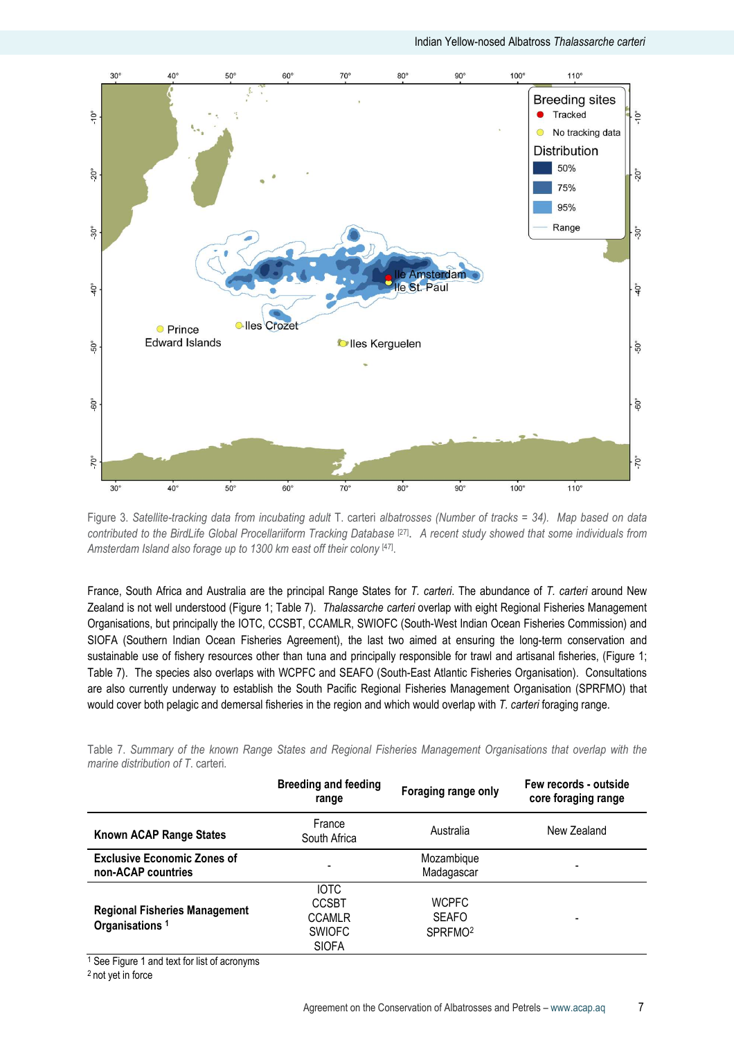Figure 3. *Satellite-tracking data from incubating adult* T. carteri *albatrosses (Number of tracks = 34). Map based on data contributed to the BirdLife Global Procellariiform Tracking Database* [27]. *A recent study showed that some individuals from Amsterdam Island also forage up to 1300 km east off their colony* [47].

France, South Africa and Australia are the principal Range States for *T. carteri*. The abundance of *T. carteri* around New Zealand is not well understood (Figure 1; Table 7). *Thalassarche carteri* overlap with eight Regional Fisheries Management Organisations, but principally the IOTC, CCSBT, CCAMLR, SWIOFC (South-West Indian Ocean Fisheries Commission) and SIOFA (Southern Indian Ocean Fisheries Agreement), the last two aimed at ensuring the long-term conservation and sustainable use of fishery resources other than tuna and principally responsible for trawl and artisanal fisheries, (Figure 1; Table 7). The species also overlaps with WCPFC and SEAFO (South-East Atlantic Fisheries Organisation). Consultations are also currently underway to establish the South Pacific Regional Fisheries Management Organisation (SPRFMO) that would cover both pelagic and demersal fisheries in the region and which would overlap with *T. carteri* foraging range.

Table 7. *Summary of the known Range States and Regional Fisheries Management Organisations that overlap with the marine distribution of T.* carteri.

| | Breeding and feeding range | Foraging range only | Few records - outside core foraging range |
|---|---|---|---|
| **Known ACAP Range States** | France<br>South Africa | Australia | New Zealand |
| **Exclusive Economic Zones of non-ACAP countries** | - | Mozambique<br>Madagascar | - |
| **Regional Fisheries Management Organisations** [1] | IOTC<br>CCSBT<br>CCAMLR<br>SWIOFC<br>SIOFA | WCPFC<br>SEAFO<br>SPRFMO[2] | - |

[1] See Figure 1 and text for list of acronyms
[2] not yet in force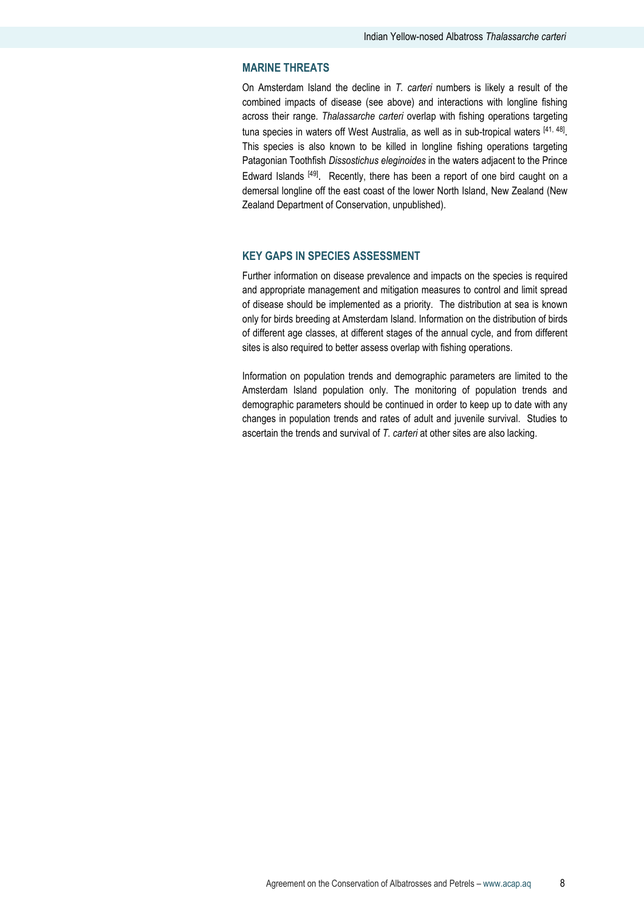## MARINE THREATS

On Amsterdam Island the decline in *T. carteri* numbers is likely a result of the combined impacts of disease (see above) and interactions with longline fishing across their range. *Thalassarche carteri* overlap with fishing operations targeting tuna species in waters off West Australia, as well as in sub-tropical waters [41, 48]. This species is also known to be killed in longline fishing operations targeting Patagonian Toothfish *Dissostichus eleginoides* in the waters adjacent to the Prince Edward Islands [49]. Recently, there has been a report of one bird caught on a demersal longline off the east coast of the lower North Island, New Zealand (New Zealand Department of Conservation, unpublished).

## KEY GAPS IN SPECIES ASSESSMENT

Further information on disease prevalence and impacts on the species is required and appropriate management and mitigation measures to control and limit spread of disease should be implemented as a priority. The distribution at sea is known only for birds breeding at Amsterdam Island. Information on the distribution of birds of different age classes, at different stages of the annual cycle, and from different sites is also required to better assess overlap with fishing operations.

Information on population trends and demographic parameters are limited to the Amsterdam Island population only. The monitoring of population trends and demographic parameters should be continued in order to keep up to date with any changes in population trends and rates of adult and juvenile survival. Studies to ascertain the trends and survival of *T. carteri* at other sites are also lacking.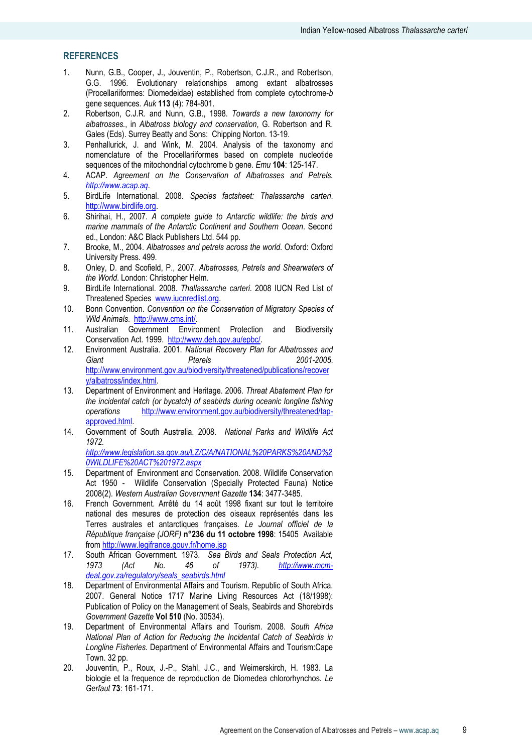## REFERENCES

1. Nunn, G.B., Cooper, J., Jouventin, P., Robertson, C.J.R., and Robertson, G.G. 1996. Evolutionary relationships among extant albatrosses (Procellariiformes: Diomedeidae) established from complete cytochrome-*b* gene sequences. *Auk* **113** (4): 784-801.
2. Robertson, C.J.R. and Nunn, G.B., 1998. *Towards a new taxonomy for albatrosses.*, in *Albatross biology and conservation*, G. Robertson and R. Gales (Eds). Surrey Beatty and Sons: Chipping Norton. 13-19.
3. Penhallurick, J. and Wink, M. 2004. Analysis of the taxonomy and nomenclature of the Procellariiformes based on complete nucleotide sequences of the mitochondrial cytochrome b gene. *Emu* **104**: 125-147.
4. ACAP. *Agreement on the Conservation of Albatrosses and Petrels.* *http://www.acap.aq*.
5. BirdLife International. 2008. *Species factsheet: Thalassarche carteri.* http://www.birdlife.org.
6. Shirihai, H., 2007. *A complete guide to Antarctic wildlife: the birds and marine mammals of the Antarctic Continent and Southern Ocean*. Second ed., London: A&C Black Publishers Ltd. 544 pp.
7. Brooke, M., 2004. *Albatrosses and petrels across the world.* Oxford: Oxford University Press. 499.
8. Onley, D. and Scofield, P., 2007. *Albatrosses, Petrels and Shearwaters of the World*. London: Christopher Helm.
9. BirdLife International. 2008. *Thallassarche carteri*. 2008 IUCN Red List of Threatened Species www.iucnredlist.org.
10. Bonn Convention. *Convention on the Conservation of Migratory Species of Wild Animals*. http://www.cms.int/.
11. Australian Government Environment Protection and Biodiversity Conservation Act. 1999. http://www.deh.gov.au/epbc/.
12. Environment Australia. 2001. *National Recovery Plan for Albatrosses and Giant Pterels 2001-2005.* http://www.environment.gov.au/biodiversity/threatened/publications/recovery/albatross/index.html.
13. Department of Environment and Heritage. 2006. *Threat Abatement Plan for the incidental catch (or bycatch) of seabirds during oceanic longline fishing operations* http://www.environment.gov.au/biodiversity/threatened/tap-approved.html.
14. Government of South Australia. 2008. *National Parks and Wildlife Act 1972.* *http://www.legislation.sa.gov.au/LZ/C/A/NATIONAL%20PARKS%20AND%20WILDLIFE%20ACT%201972.aspx*
15. Department of Environment and Conservation. 2008. Wildlife Conservation Act 1950 - Wildlife Conservation (Specially Protected Fauna) Notice 2008(2). *Western Australian Government Gazette* **134**: 3477-3485.
16. French Government. Arrêté du 14 août 1998 fixant sur tout le territoire national des mesures de protection des oiseaux représentés dans les Terres australes et antarctiques françaises. *Le Journal officiel de la République française (JORF)* **n°236 du 11 octobre 1998**: 15405 Available from http://www.legifrance.gouv.fr/home.jsp
17. South African Government. 1973. *Sea Birds and Seals Protection Act, 1973 (Act No. 46 of 1973). http://www.mcm-deat.gov.za/regulatory/seals_seabirds.html*
18. Department of Environmental Affairs and Tourism. Republic of South Africa. 2007. General Notice 1717 Marine Living Resources Act (18/1998): Publication of Policy on the Management of Seals, Seabirds and Shorebirds *Government Gazette* **Vol 510** (No. 30534).
19. Department of Environmental Affairs and Tourism. 2008. *South Africa National Plan of Action for Reducing the Incidental Catch of Seabirds in Longline Fisheries.* Department of Environmental Affairs and Tourism:Cape Town. 32 pp.
20. Jouventin, P., Roux, J.-P., Stahl, J.C., and Weimerskirch, H. 1983. La biologie et la frequence de reproduction de Diomedea chlororhynchos. *Le Gerfaut* **73**: 161-171.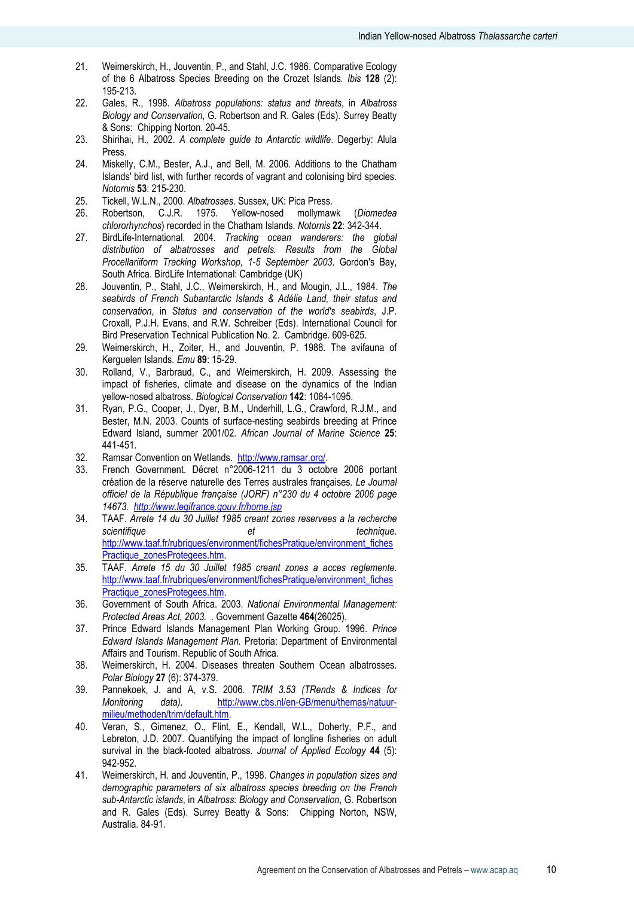21. Weimerskirch, H., Jouventin, P., and Stahl, J.C. 1986. Comparative Ecology of the 6 Albatross Species Breeding on the Crozet Islands. *Ibis* **128** (2): 195-213.
22. Gales, R., 1998. *Albatross populations: status and threats*, in *Albatross Biology and Conservation*, G. Robertson and R. Gales (Eds). Surrey Beatty & Sons: Chipping Norton. 20-45.
23. Shirihai, H., 2002. *A complete guide to Antarctic wildlife*. Degerby: Alula Press.
24. Miskelly, C.M., Bester, A.J., and Bell, M. 2006. Additions to the Chatham Islands' bird list, with further records of vagrant and colonising bird species. *Notornis* **53**: 215-230.
25. Tickell, W.L.N., 2000. *Albatrosses*. Sussex, UK: Pica Press.
26. Robertson, C.J.R. 1975. Yellow-nosed mollymawk (*Diomedea chlororhynchos*) recorded in the Chatham Islands. *Notornis* **22**: 342-344.
27. BirdLife-International. 2004. *Tracking ocean wanderers: the global distribution of albatrosses and petrels. Results from the Global Procellariiform Tracking Workshop, 1-5 September 2003*. Gordon's Bay, South Africa. BirdLife International: Cambridge (UK)
28. Jouventin, P., Stahl, J.C., Weimerskirch, H., and Mougin, J.L., 1984. *The seabirds of French Subantarctic Islands & Adélie Land, their status and conservation*, in *Status and conservation of the world's seabirds*, J.P. Croxall, P.J.H. Evans, and R.W. Schreiber (Eds). International Council for Bird Preservation Technical Publication No. 2. Cambridge. 609-625.
29. Weimerskirch, H., Zoiter, H., and Jouventin, P. 1988. The avifauna of Kerguelen Islands. *Emu* **89**: 15-29.
30. Rolland, V., Barbraud, C., and Weimerskirch, H. 2009. Assessing the impact of fisheries, climate and disease on the dynamics of the Indian yellow-nosed albatross. *Biological Conservation* **142**: 1084-1095.
31. Ryan, P.G., Cooper, J., Dyer, B.M., Underhill, L.G., Crawford, R.J.M., and Bester, M.N. 2003. Counts of surface-nesting seabirds breeding at Prince Edward Island, summer 2001/02. *African Journal of Marine Science* **25**: 441-451.
32. Ramsar Convention on Wetlands. http://www.ramsar.org/.
33. French Government. Décret n°2006-1211 du 3 octobre 2006 portant création de la réserve naturelle des Terres australes françaises. *Le Journal officiel de la République française (JORF) n°230 du 4 octobre 2006 page 14673. http://www.legifrance.gouv.fr/home.jsp*
34. TAAF. *Arrete 14 du 30 Juillet 1985 creant zones reservees a la recherche scientifique et technique*. http://www.taaf.fr/rubriques/environment/fichesPratique/environment_fichesPractique_zonesProtegees.htm.
35. TAAF. *Arrete 15 du 30 Juillet 1985 creant zones a acces reglemente*. http://www.taaf.fr/rubriques/environment/fichesPratique/environment_fichesPractique_zonesProtegees.htm.
36. Government of South Africa. 2003. *National Environmental Management: Protected Areas Act, 2003.* . Government Gazette **464**(26025).
37. Prince Edward Islands Management Plan Working Group. 1996. *Prince Edward Islands Management Plan.* Pretoria: Department of Environmental Affairs and Tourism. Republic of South Africa.
38. Weimerskirch, H. 2004. Diseases threaten Southern Ocean albatrosses. *Polar Biology* **27** (6): 374-379.
39. Pannekoek, J. and A, v.S. 2006. *TRIM 3.53 (TRends & Indices for Monitoring data).* http://www.cbs.nl/en-GB/menu/themas/natuur-milieu/methoden/trim/default.htm.
40. Veran, S., Gimenez, O., Flint, E., Kendall, W.L., Doherty, P.F., and Lebreton, J.D. 2007. Quantifying the impact of longline fisheries on adult survival in the black-footed albatross. *Journal of Applied Ecology* **44** (5): 942-952.
41. Weimerskirch, H. and Jouventin, P., 1998. *Changes in population sizes and demographic parameters of six albatross species breeding on the French sub-Antarctic islands*, in *Albatross: Biology and Conservation*, G. Robertson and R. Gales (Eds). Surrey Beatty & Sons: Chipping Norton, NSW, Australia. 84-91.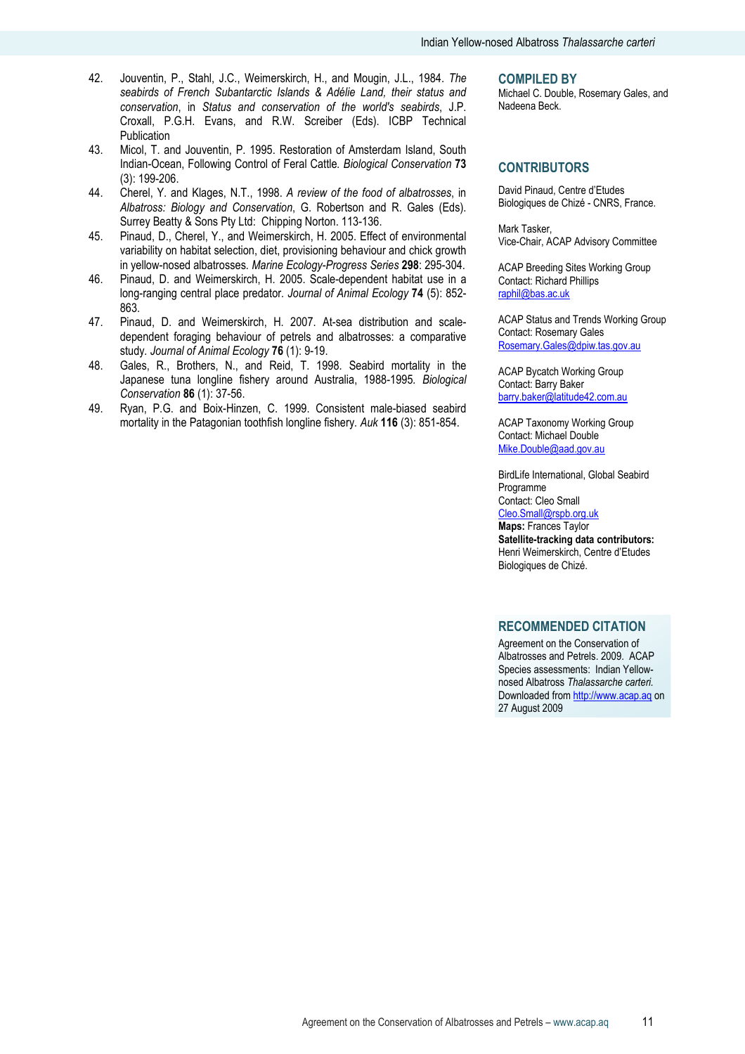42. Jouventin, P., Stahl, J.C., Weimerskirch, H., and Mougin, J.L., 1984. *The seabirds of French Subantarctic Islands & Adélie Land, their status and conservation*, in *Status and conservation of the world's seabirds*, J.P. Croxall, P.G.H. Evans, and R.W. Screiber (Eds). ICBP Technical Publication
43. Micol, T. and Jouventin, P. 1995. Restoration of Amsterdam Island, South Indian-Ocean, Following Control of Feral Cattle. *Biological Conservation* **73** (3): 199-206.
44. Cherel, Y. and Klages, N.T., 1998. *A review of the food of albatrosses*, in *Albatross: Biology and Conservation*, G. Robertson and R. Gales (Eds). Surrey Beatty & Sons Pty Ltd: Chipping Norton. 113-136.
45. Pinaud, D., Cherel, Y., and Weimerskirch, H. 2005. Effect of environmental variability on habitat selection, diet, provisioning behaviour and chick growth in yellow-nosed albatrosses. *Marine Ecology-Progress Series* **298**: 295-304.
46. Pinaud, D. and Weimerskirch, H. 2005. Scale-dependent habitat use in a long-ranging central place predator. *Journal of Animal Ecology* **74** (5): 852-863.
47. Pinaud, D. and Weimerskirch, H. 2007. At-sea distribution and scale-dependent foraging behaviour of petrels and albatrosses: a comparative study. *Journal of Animal Ecology* **76** (1): 9-19.
48. Gales, R., Brothers, N., and Reid, T. 1998. Seabird mortality in the Japanese tuna longline fishery around Australia, 1988-1995. *Biological Conservation* **86** (1): 37-56.
49. Ryan, P.G. and Boix-Hinzen, C. 1999. Consistent male-biased seabird mortality in the Patagonian toothfish longline fishery. *Auk* **116** (3): 851-854.

## COMPILED BY

Michael C. Double, Rosemary Gales, and Nadeena Beck.

## CONTRIBUTORS

David Pinaud, Centre d'Etudes Biologiques de Chizé - CNRS, France.

Mark Tasker,
Vice-Chair, ACAP Advisory Committee

ACAP Breeding Sites Working Group
Contact: Richard Phillips
raphil@bas.ac.uk

ACAP Status and Trends Working Group
Contact: Rosemary Gales
Rosemary.Gales@dpiw.tas.gov.au

ACAP Bycatch Working Group
Contact: Barry Baker
barry.baker@latitude42.com.au

ACAP Taxonomy Working Group
Contact: Michael Double
Mike.Double@aad.gov.au

BirdLife International, Global Seabird Programme
Contact: Cleo Small
Cleo.Small@rspb.org.uk
**Maps:** Frances Taylor
**Satellite-tracking data contributors:** Henri Weimerskirch, Centre d'Etudes Biologiques de Chizé.

## RECOMMENDED CITATION

Agreement on the Conservation of Albatrosses and Petrels. 2009. ACAP Species assessments: Indian Yellow-nosed Albatross *Thalassarche carteri.* Downloaded from http://www.acap.aq on 27 August 2009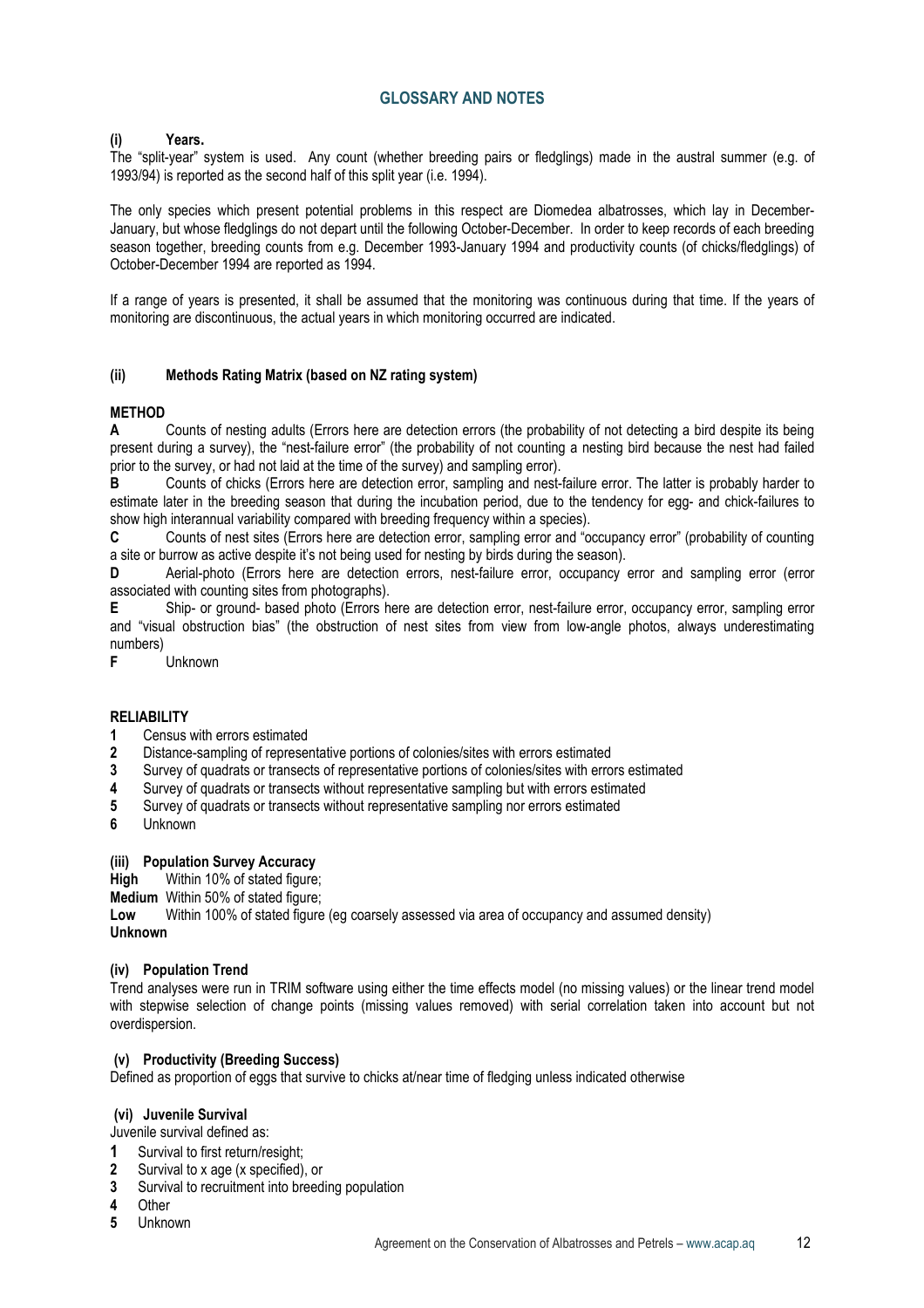## GLOSSARY AND NOTES

### (i) Years.

The "split-year" system is used. Any count (whether breeding pairs or fledglings) made in the austral summer (e.g. of 1993/94) is reported as the second half of this split year (i.e. 1994).

The only species which present potential problems in this respect are Diomedea albatrosses, which lay in December-January, but whose fledglings do not depart until the following October-December. In order to keep records of each breeding season together, breeding counts from e.g. December 1993-January 1994 and productivity counts (of chicks/fledglings) of October-December 1994 are reported as 1994.

If a range of years is presented, it shall be assumed that the monitoring was continuous during that time. If the years of monitoring are discontinuous, the actual years in which monitoring occurred are indicated.

### (ii) Methods Rating Matrix (based on NZ rating system)

**METHOD**

**A** Counts of nesting adults (Errors here are detection errors (the probability of not detecting a bird despite its being present during a survey), the "nest-failure error" (the probability of not counting a nesting bird because the nest had failed prior to the survey, or had not laid at the time of the survey) and sampling error).

**B** Counts of chicks (Errors here are detection error, sampling and nest-failure error. The latter is probably harder to estimate later in the breeding season that during the incubation period, due to the tendency for egg- and chick-failures to show high interannual variability compared with breeding frequency within a species).

**C** Counts of nest sites (Errors here are detection error, sampling error and "occupancy error" (probability of counting a site or burrow as active despite it's not being used for nesting by birds during the season).

**D** Aerial-photo (Errors here are detection errors, nest-failure error, occupancy error and sampling error (error associated with counting sites from photographs).

**E** Ship- or ground- based photo (Errors here are detection error, nest-failure error, occupancy error, sampling error and "visual obstruction bias" (the obstruction of nest sites from view from low-angle photos, always underestimating numbers)

**F** Unknown

**RELIABILITY**

**1** Census with errors estimated
**2** Distance-sampling of representative portions of colonies/sites with errors estimated
**3** Survey of quadrats or transects of representative portions of colonies/sites with errors estimated
**4** Survey of quadrats or transects without representative sampling but with errors estimated
**5** Survey of quadrats or transects without representative sampling nor errors estimated
**6** Unknown

### (iii) Population Survey Accuracy

**High** Within 10% of stated figure;
**Medium** Within 50% of stated figure;
**Low** Within 100% of stated figure (eg coarsely assessed via area of occupancy and assumed density)
**Unknown**

### (iv) Population Trend

Trend analyses were run in TRIM software using either the time effects model (no missing values) or the linear trend model with stepwise selection of change points (missing values removed) with serial correlation taken into account but not overdispersion.

### (v) Productivity (Breeding Success)

Defined as proportion of eggs that survive to chicks at/near time of fledging unless indicated otherwise

### (vi) Juvenile Survival

Juvenile survival defined as:

**1** Survival to first return/resight;
**2** Survival to x age (x specified), or
**3** Survival to recruitment into breeding population
**4** Other
**5** Unknown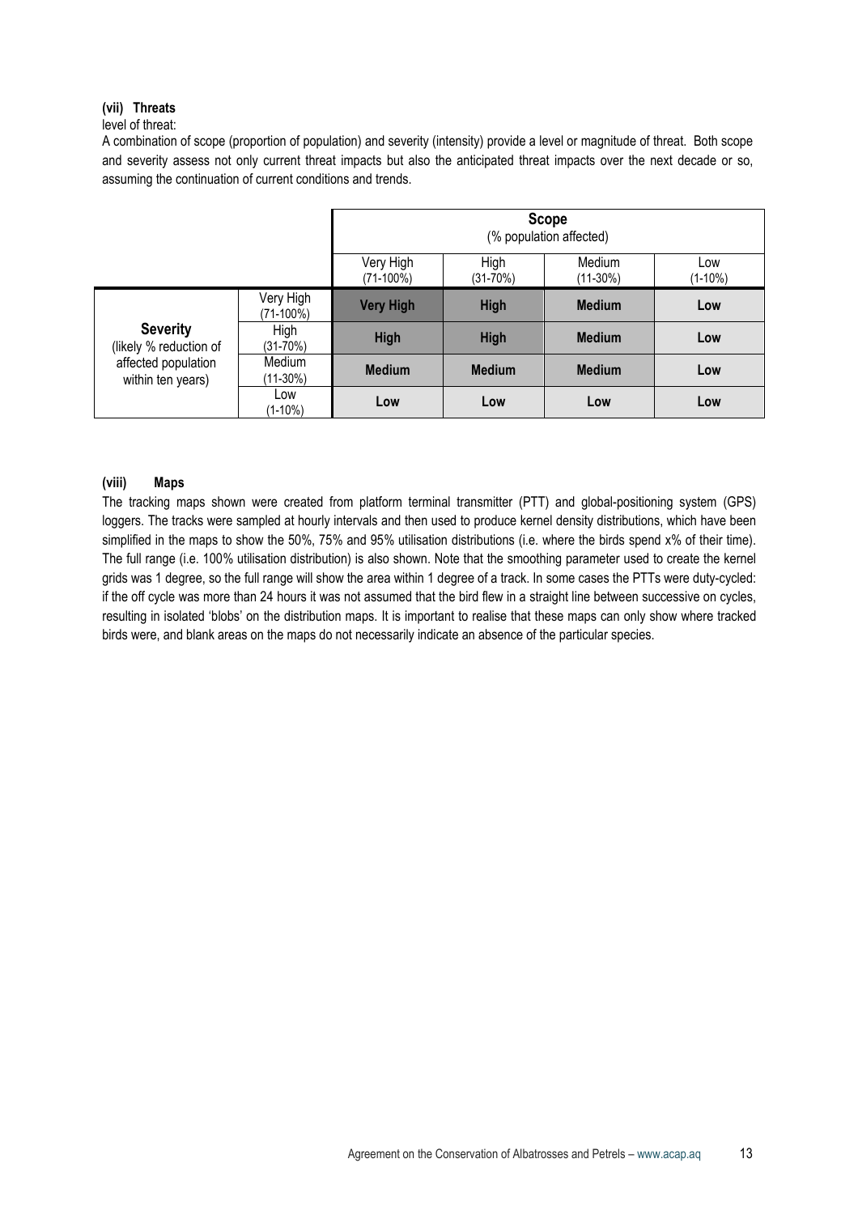### (vii) Threats

level of threat:

A combination of scope (proportion of population) and severity (intensity) provide a level or magnitude of threat. Both scope and severity assess not only current threat impacts but also the anticipated threat impacts over the next decade or so, assuming the continuation of current conditions and trends.

| | | **Scope** (% population affected) | | | |
|---|---|---|---|---|---|
| | | Very High (71-100%) | High (31-70%) | Medium (11-30%) | Low (1-10%) |
| **Severity** (likely % reduction of affected population within ten years) | Very High (71-100%) | **Very High** | **High** | **Medium** | **Low** |
| | High (31-70%) | **High** | **High** | **Medium** | **Low** |
| | Medium (11-30%) | **Medium** | **Medium** | **Medium** | **Low** |
| | Low (1-10%) | **Low** | **Low** | **Low** | **Low** |

### (viii) Maps

The tracking maps shown were created from platform terminal transmitter (PTT) and global-positioning system (GPS) loggers. The tracks were sampled at hourly intervals and then used to produce kernel density distributions, which have been simplified in the maps to show the 50%, 75% and 95% utilisation distributions (i.e. where the birds spend x% of their time). The full range (i.e. 100% utilisation distribution) is also shown. Note that the smoothing parameter used to create the kernel grids was 1 degree, so the full range will show the area within 1 degree of a track. In some cases the PTTs were duty-cycled: if the off cycle was more than 24 hours it was not assumed that the bird flew in a straight line between successive on cycles, resulting in isolated 'blobs' on the distribution maps. It is important to realise that these maps can only show where tracked birds were, and blank areas on the maps do not necessarily indicate an absence of the particular species.